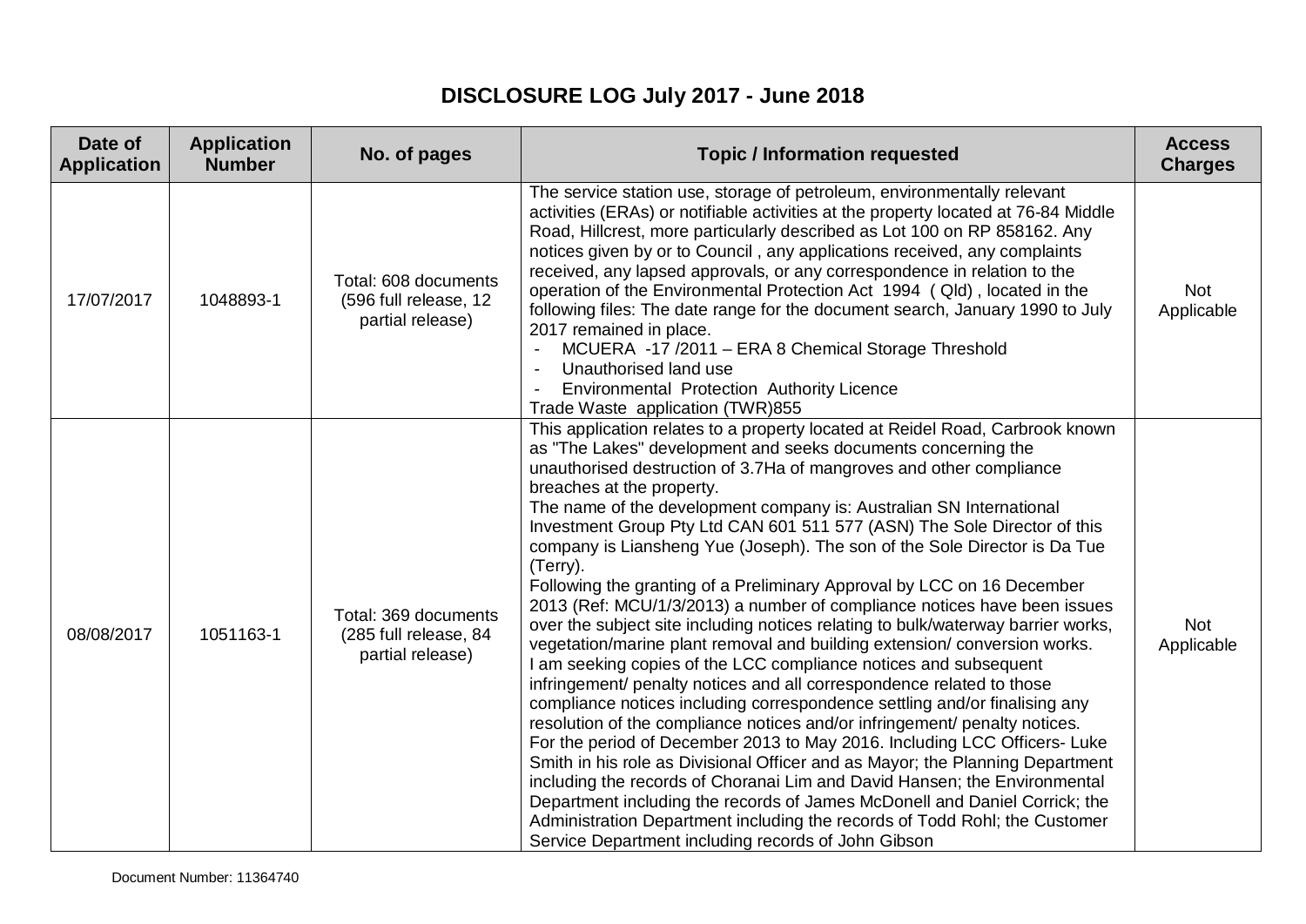# DISCLOSURE LOG July 2017 - June 2018

| Date of Application | Application Number | No. of pages | Topic / Information requested | Access Charges |
|---|---|---|---|---|
| 17/07/2017 | 1048893-1 | Total: 608 documents (596 full release, 12 partial release) | The service station use, storage of petroleum, environmentally relevant activities (ERAs) or notifiable activities at the property located at 76-84 Middle Road, Hillcrest, more particularly described as Lot 100 on RP 858162. Any notices given by or to Council , any applications received, any complaints received, any lapsed approvals, or any correspondence in relation to the operation of the Environmental Protection Act 1994 ( Qld) , located in the following files: The date range for the document search, January 1990 to July 2017 remained in place.<br>- MCUERA -17 /2011 – ERA 8 Chemical Storage Threshold<br>- Unauthorised land use<br>- Environmental Protection Authority Licence<br>Trade Waste application (TWR)855 | Not Applicable |
| 08/08/2017 | 1051163-1 | Total: 369 documents (285 full release, 84 partial release) | This application relates to a property located at Reidel Road, Carbrook known as "The Lakes" development and seeks documents concerning the unauthorised destruction of 3.7Ha of mangroves and other compliance breaches at the property.<br>The name of the development company is: Australian SN International Investment Group Pty Ltd CAN 601 511 577 (ASN) The Sole Director of this company is Liansheng Yue (Joseph). The son of the Sole Director is Da Tue (Terry).<br>Following the granting of a Preliminary Approval by LCC on 16 December 2013 (Ref: MCU/1/3/2013) a number of compliance notices have been issues over the subject site including notices relating to bulk/waterway barrier works, vegetation/marine plant removal and building extension/ conversion works.<br>I am seeking copies of the LCC compliance notices and subsequent infringement/ penalty notices and all correspondence related to those compliance notices including correspondence settling and/or finalising any resolution of the compliance notices and/or infringement/ penalty notices.<br>For the period of December 2013 to May 2016. Including LCC Officers- Luke Smith in his role as Divisional Officer and as Mayor; the Planning Department including the records of Choranai Lim and David Hansen; the Environmental Department including the records of James McDonell and Daniel Corrick; the Administration Department including the records of Todd Rohl; the Customer Service Department including records of John Gibson | Not Applicable |

Document Number: 11364740